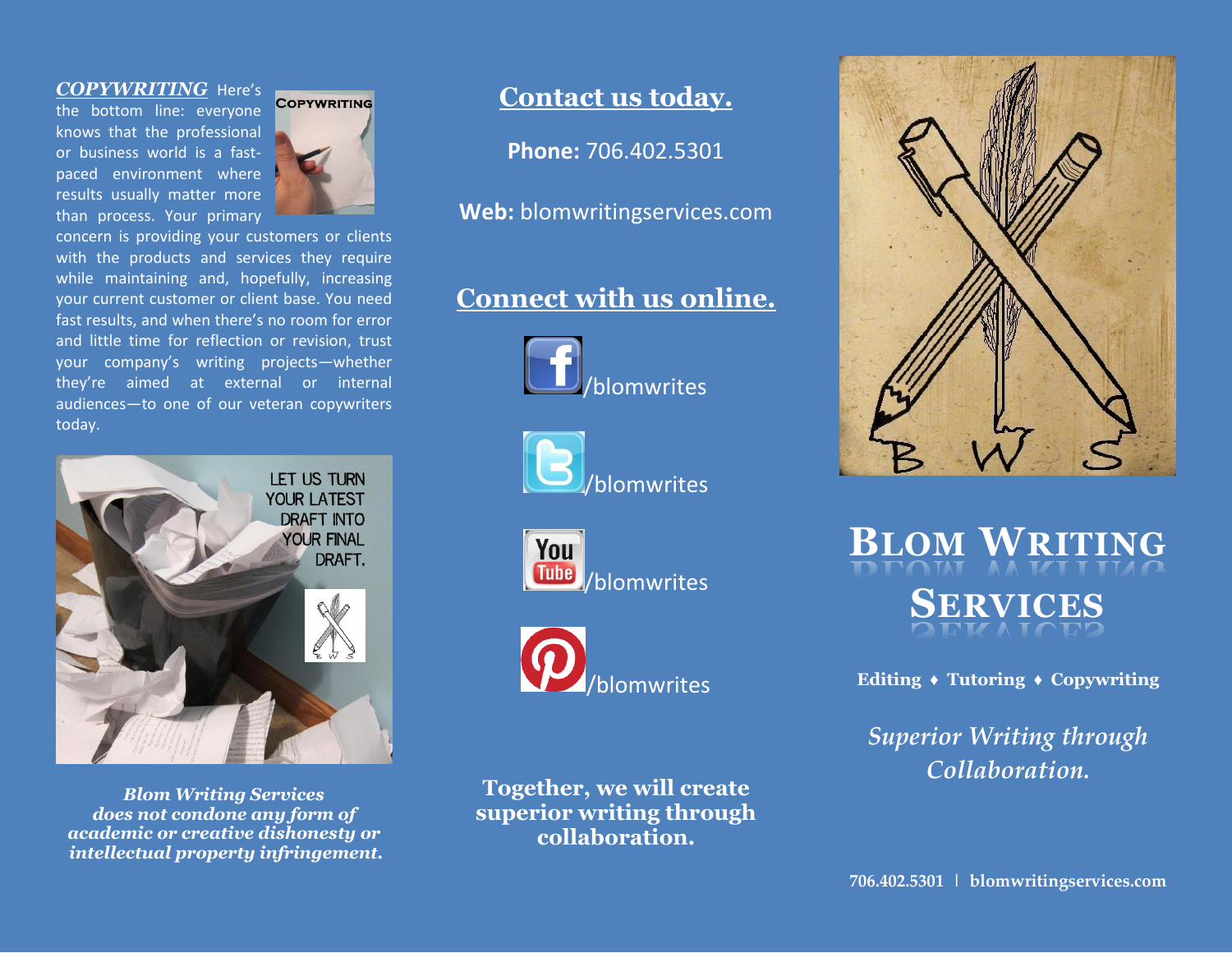***COPYWRITING*** Here's the bottom line: everyone knows that the professional or business world is a fast-paced environment where results usually matter more than process. Your primary concern is providing your customers or clients with the products and services they require while maintaining and, hopefully, increasing your current customer or client base. You need fast results, and when there's no room for error and little time for reflection or revision, trust your company's writing projects—whether they're aimed at external or internal audiences—to one of our veteran copywriters today.

***Blom Writing Services does not condone any form of academic or creative dishonesty or intellectual property infringement.***

## Contact us today.

**Phone:** 706.402.5301

**Web:** blomwritingservices.com

## Connect with us online.

/blomwrites

/blomwrites

/blomwrites

/blomwrites

**Together, we will create superior writing through collaboration.**

# BLOM WRITING SERVICES

**Editing ♦ Tutoring ♦ Copywriting**

*Superior Writing through Collaboration.*

**706.402.5301 | blomwritingservices.com**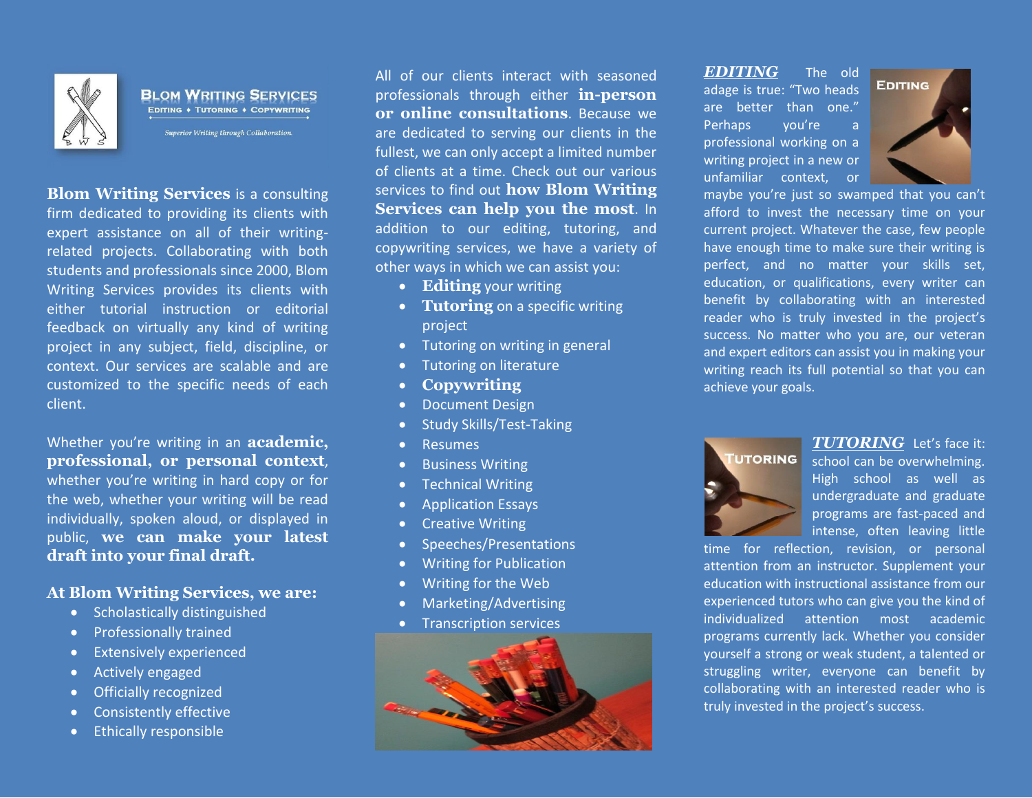# Blom Writing Services

EDITING ♦ TUTORING ♦ COPYWRITING

*Superior Writing through Collaboration.*

**Blom Writing Services** is a consulting firm dedicated to providing its clients with expert assistance on all of their writing-related projects. Collaborating with both students and professionals since 2000, Blom Writing Services provides its clients with either tutorial instruction or editorial feedback on virtually any kind of writing project in any subject, field, discipline, or context. Our services are scalable and are customized to the specific needs of each client.

Whether you're writing in an **academic, professional, or personal context**, whether you're writing in hard copy or for the web, whether your writing will be read individually, spoken aloud, or displayed in public, **we can make your latest draft into your final draft.**

**At Blom Writing Services, we are:**

- Scholastically distinguished
- Professionally trained
- Extensively experienced
- Actively engaged
- Officially recognized
- Consistently effective
- Ethically responsible

All of our clients interact with seasoned professionals through either **in-person or online consultations**. Because we are dedicated to serving our clients in the fullest, we can only accept a limited number of clients at a time. Check out our various services to find out **how Blom Writing Services can help you the most**. In addition to our editing, tutoring, and copywriting services, we have a variety of other ways in which we can assist you:

- **Editing** your writing
- **Tutoring** on a specific writing project
- Tutoring on writing in general
- Tutoring on literature
- **Copywriting**
- Document Design
- Study Skills/Test-Taking
- Resumes
- Business Writing
- Technical Writing
- Application Essays
- Creative Writing
- Speeches/Presentations
- Writing for Publication
- Writing for the Web
- Marketing/Advertising
- Transcription services

***EDITING*** The old adage is true: "Two heads are better than one." Perhaps you're a professional working on a writing project in a new or unfamiliar context, or maybe you're just so swamped that you can't afford to invest the necessary time on your current project. Whatever the case, few people have enough time to make sure their writing is perfect, and no matter your skills set, education, or qualifications, every writer can benefit by collaborating with an interested reader who is truly invested in the project's success. No matter who you are, our veteran and expert editors can assist you in making your writing reach its full potential so that you can achieve your goals.

***TUTORING*** Let's face it: school can be overwhelming. High school as well as undergraduate and graduate programs are fast-paced and intense, often leaving little time for reflection, revision, or personal attention from an instructor. Supplement your education with instructional assistance from our experienced tutors who can give you the kind of individualized attention most academic programs currently lack. Whether you consider yourself a strong or weak student, a talented or struggling writer, everyone can benefit by collaborating with an interested reader who is truly invested in the project's success.